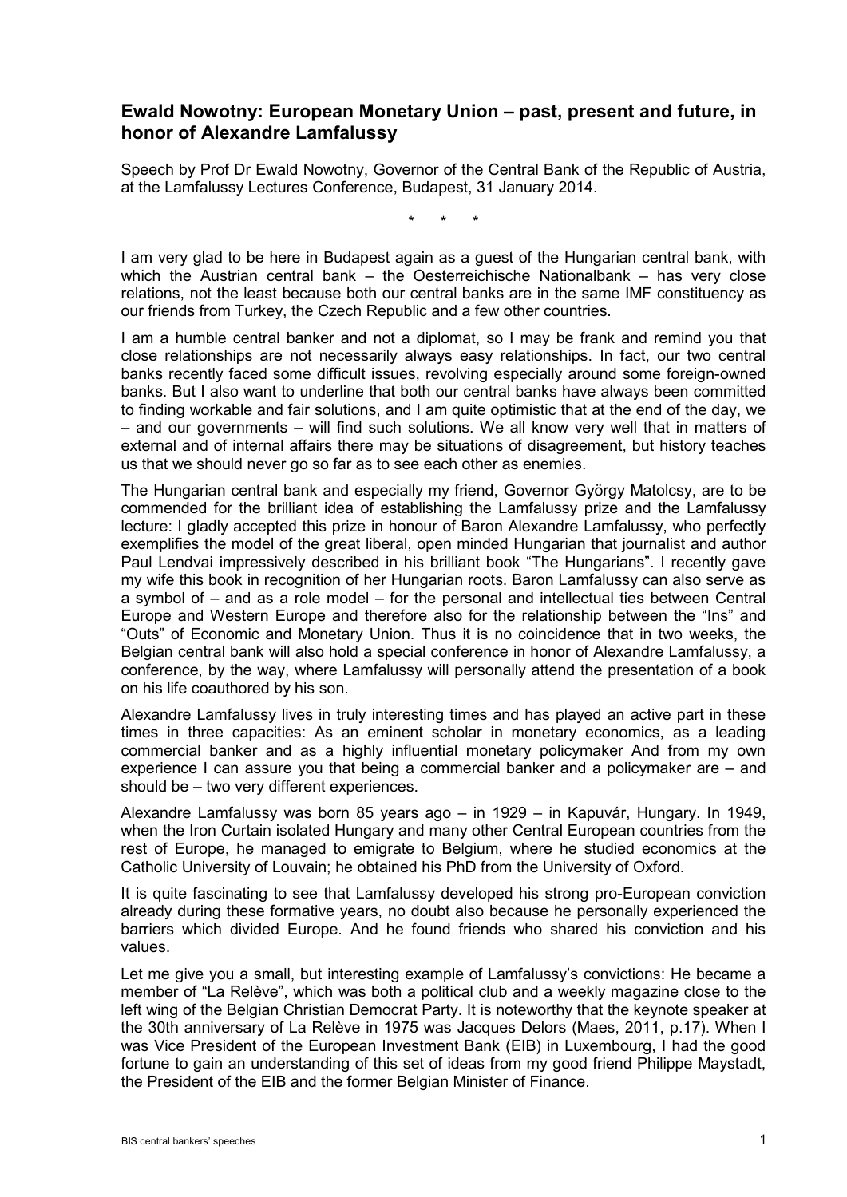## Ewald Nowotny: European Monetary Union – past, present and future, in honor of Alexandre Lamfalussy

Speech by Prof Dr Ewald Nowotny, Governor of the Central Bank of the Republic of Austria, at the Lamfalussy Lectures Conference, Budapest, 31 January 2014.

\* \* \*

I am very glad to be here in Budapest again as a guest of the Hungarian central bank, with which the Austrian central bank – the Oesterreichische Nationalbank – has very close relations, not the least because both our central banks are in the same IMF constituency as our friends from Turkey, the Czech Republic and a few other countries.

I am a humble central banker and not a diplomat, so I may be frank and remind you that close relationships are not necessarily always easy relationships. In fact, our two central banks recently faced some difficult issues, revolving especially around some foreign-owned banks. But I also want to underline that both our central banks have always been committed to finding workable and fair solutions, and I am quite optimistic that at the end of the day, we – and our governments – will find such solutions. We all know very well that in matters of external and of internal affairs there may be situations of disagreement, but history teaches us that we should never go so far as to see each other as enemies.

The Hungarian central bank and especially my friend, Governor György Matolcsy, are to be commended for the brilliant idea of establishing the Lamfalussy prize and the Lamfalussy lecture: I gladly accepted this prize in honour of Baron Alexandre Lamfalussy, who perfectly exemplifies the model of the great liberal, open minded Hungarian that journalist and author Paul Lendvai impressively described in his brilliant book "The Hungarians". I recently gave my wife this book in recognition of her Hungarian roots. Baron Lamfalussy can also serve as a symbol of – and as a role model – for the personal and intellectual ties between Central Europe and Western Europe and therefore also for the relationship between the "Ins" and "Outs" of Economic and Monetary Union. Thus it is no coincidence that in two weeks, the Belgian central bank will also hold a special conference in honor of Alexandre Lamfalussy, a conference, by the way, where Lamfalussy will personally attend the presentation of a book on his life coauthored by his son.

Alexandre Lamfalussy lives in truly interesting times and has played an active part in these times in three capacities: As an eminent scholar in monetary economics, as a leading commercial banker and as a highly influential monetary policymaker And from my own experience I can assure you that being a commercial banker and a policymaker are – and should be – two very different experiences.

Alexandre Lamfalussy was born 85 years ago – in 1929 – in Kapuvár, Hungary. In 1949, when the Iron Curtain isolated Hungary and many other Central European countries from the rest of Europe, he managed to emigrate to Belgium, where he studied economics at the Catholic University of Louvain; he obtained his PhD from the University of Oxford.

It is quite fascinating to see that Lamfalussy developed his strong pro-European conviction already during these formative years, no doubt also because he personally experienced the barriers which divided Europe. And he found friends who shared his conviction and his values.

Let me give you a small, but interesting example of Lamfalussy's convictions: He became a member of "La Relève", which was both a political club and a weekly magazine close to the left wing of the Belgian Christian Democrat Party. It is noteworthy that the keynote speaker at the 30th anniversary of La Relève in 1975 was Jacques Delors (Maes, 2011, p.17). When I was Vice President of the European Investment Bank (EIB) in Luxembourg, I had the good fortune to gain an understanding of this set of ideas from my good friend Philippe Maystadt, the President of the EIB and the former Belgian Minister of Finance.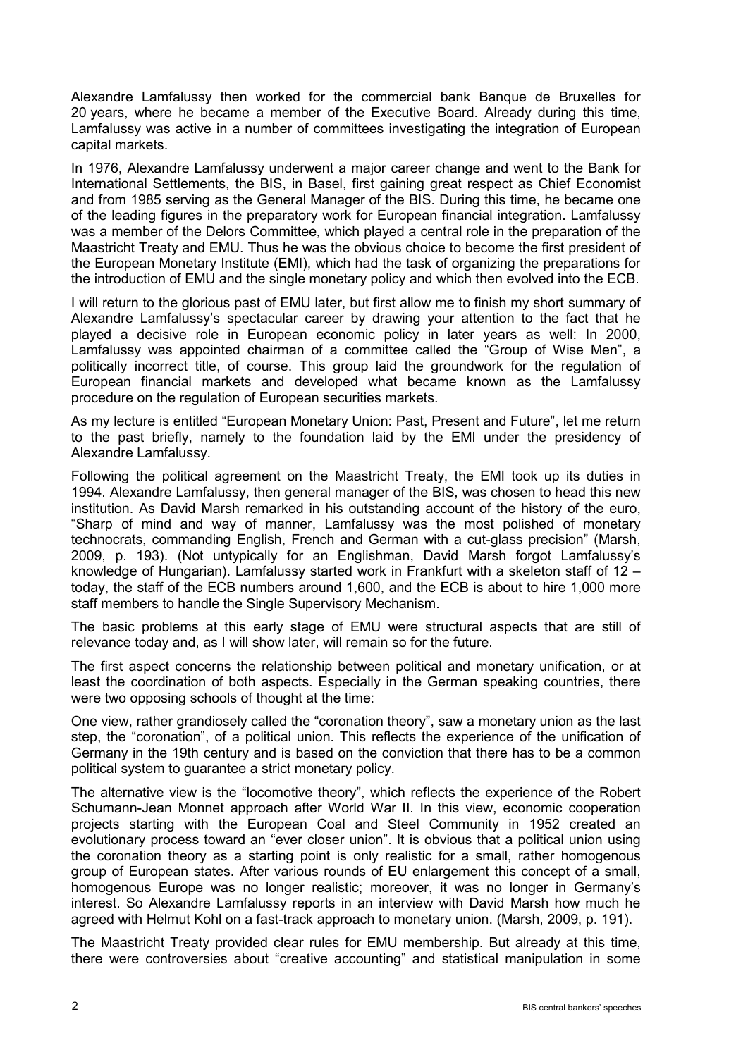Alexandre Lamfalussy then worked for the commercial bank Banque de Bruxelles for 20 years, where he became a member of the Executive Board. Already during this time, Lamfalussy was active in a number of committees investigating the integration of European capital markets.

In 1976, Alexandre Lamfalussy underwent a major career change and went to the Bank for International Settlements, the BIS, in Basel, first gaining great respect as Chief Economist and from 1985 serving as the General Manager of the BIS. During this time, he became one of the leading figures in the preparatory work for European financial integration. Lamfalussy was a member of the Delors Committee, which played a central role in the preparation of the Maastricht Treaty and EMU. Thus he was the obvious choice to become the first president of the European Monetary Institute (EMI), which had the task of organizing the preparations for the introduction of EMU and the single monetary policy and which then evolved into the ECB.

I will return to the glorious past of EMU later, but first allow me to finish my short summary of Alexandre Lamfalussy's spectacular career by drawing your attention to the fact that he played a decisive role in European economic policy in later years as well: In 2000, Lamfalussy was appointed chairman of a committee called the "Group of Wise Men", a politically incorrect title, of course. This group laid the groundwork for the regulation of European financial markets and developed what became known as the Lamfalussy procedure on the regulation of European securities markets.

As my lecture is entitled "European Monetary Union: Past, Present and Future", let me return to the past briefly, namely to the foundation laid by the EMI under the presidency of Alexandre Lamfalussy.

Following the political agreement on the Maastricht Treaty, the EMI took up its duties in 1994. Alexandre Lamfalussy, then general manager of the BIS, was chosen to head this new institution. As David Marsh remarked in his outstanding account of the history of the euro, "Sharp of mind and way of manner, Lamfalussy was the most polished of monetary technocrats, commanding English, French and German with a cut-glass precision" (Marsh, 2009, p. 193). (Not untypically for an Englishman, David Marsh forgot Lamfalussy's knowledge of Hungarian). Lamfalussy started work in Frankfurt with a skeleton staff of 12 – today, the staff of the ECB numbers around 1,600, and the ECB is about to hire 1,000 more staff members to handle the Single Supervisory Mechanism.

The basic problems at this early stage of EMU were structural aspects that are still of relevance today and, as I will show later, will remain so for the future.

The first aspect concerns the relationship between political and monetary unification, or at least the coordination of both aspects. Especially in the German speaking countries, there were two opposing schools of thought at the time:

One view, rather grandiosely called the "coronation theory", saw a monetary union as the last step, the "coronation", of a political union. This reflects the experience of the unification of Germany in the 19th century and is based on the conviction that there has to be a common political system to guarantee a strict monetary policy.

The alternative view is the "locomotive theory", which reflects the experience of the Robert Schumann-Jean Monnet approach after World War II. In this view, economic cooperation projects starting with the European Coal and Steel Community in 1952 created an evolutionary process toward an "ever closer union". It is obvious that a political union using the coronation theory as a starting point is only realistic for a small, rather homogenous group of European states. After various rounds of EU enlargement this concept of a small, homogenous Europe was no longer realistic; moreover, it was no longer in Germany's interest. So Alexandre Lamfalussy reports in an interview with David Marsh how much he agreed with Helmut Kohl on a fast-track approach to monetary union. (Marsh, 2009, p. 191).

The Maastricht Treaty provided clear rules for EMU membership. But already at this time, there were controversies about "creative accounting" and statistical manipulation in some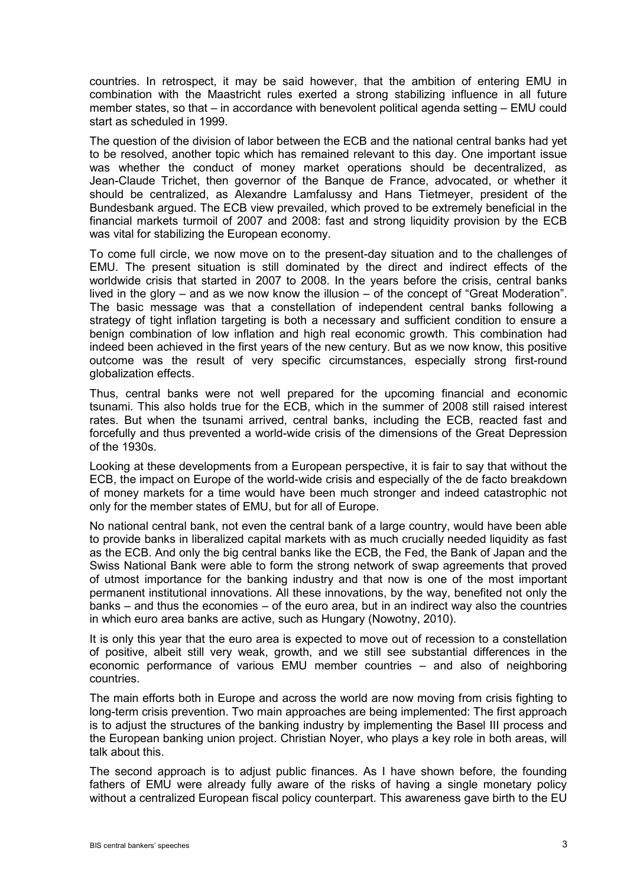countries. In retrospect, it may be said however, that the ambition of entering EMU in combination with the Maastricht rules exerted a strong stabilizing influence in all future member states, so that – in accordance with benevolent political agenda setting – EMU could start as scheduled in 1999.

The question of the division of labor between the ECB and the national central banks had yet to be resolved, another topic which has remained relevant to this day. One important issue was whether the conduct of money market operations should be decentralized, as Jean-Claude Trichet, then governor of the Banque de France, advocated, or whether it should be centralized, as Alexandre Lamfalussy and Hans Tietmeyer, president of the Bundesbank argued. The ECB view prevailed, which proved to be extremely beneficial in the financial markets turmoil of 2007 and 2008: fast and strong liquidity provision by the ECB was vital for stabilizing the European economy.

To come full circle, we now move on to the present-day situation and to the challenges of EMU. The present situation is still dominated by the direct and indirect effects of the worldwide crisis that started in 2007 to 2008. In the years before the crisis, central banks lived in the glory – and as we now know the illusion – of the concept of "Great Moderation". The basic message was that a constellation of independent central banks following a strategy of tight inflation targeting is both a necessary and sufficient condition to ensure a benign combination of low inflation and high real economic growth. This combination had indeed been achieved in the first years of the new century. But as we now know, this positive outcome was the result of very specific circumstances, especially strong first-round globalization effects.

Thus, central banks were not well prepared for the upcoming financial and economic tsunami. This also holds true for the ECB, which in the summer of 2008 still raised interest rates. But when the tsunami arrived, central banks, including the ECB, reacted fast and forcefully and thus prevented a world-wide crisis of the dimensions of the Great Depression of the 1930s.

Looking at these developments from a European perspective, it is fair to say that without the ECB, the impact on Europe of the world-wide crisis and especially of the de facto breakdown of money markets for a time would have been much stronger and indeed catastrophic not only for the member states of EMU, but for all of Europe.

No national central bank, not even the central bank of a large country, would have been able to provide banks in liberalized capital markets with as much crucially needed liquidity as fast as the ECB. And only the big central banks like the ECB, the Fed, the Bank of Japan and the Swiss National Bank were able to form the strong network of swap agreements that proved of utmost importance for the banking industry and that now is one of the most important permanent institutional innovations. All these innovations, by the way, benefited not only the banks – and thus the economies – of the euro area, but in an indirect way also the countries in which euro area banks are active, such as Hungary (Nowotny, 2010).

It is only this year that the euro area is expected to move out of recession to a constellation of positive, albeit still very weak, growth, and we still see substantial differences in the economic performance of various EMU member countries – and also of neighboring countries.

The main efforts both in Europe and across the world are now moving from crisis fighting to long-term crisis prevention. Two main approaches are being implemented: The first approach is to adjust the structures of the banking industry by implementing the Basel III process and the European banking union project. Christian Noyer, who plays a key role in both areas, will talk about this.

The second approach is to adjust public finances. As I have shown before, the founding fathers of EMU were already fully aware of the risks of having a single monetary policy without a centralized European fiscal policy counterpart. This awareness gave birth to the EU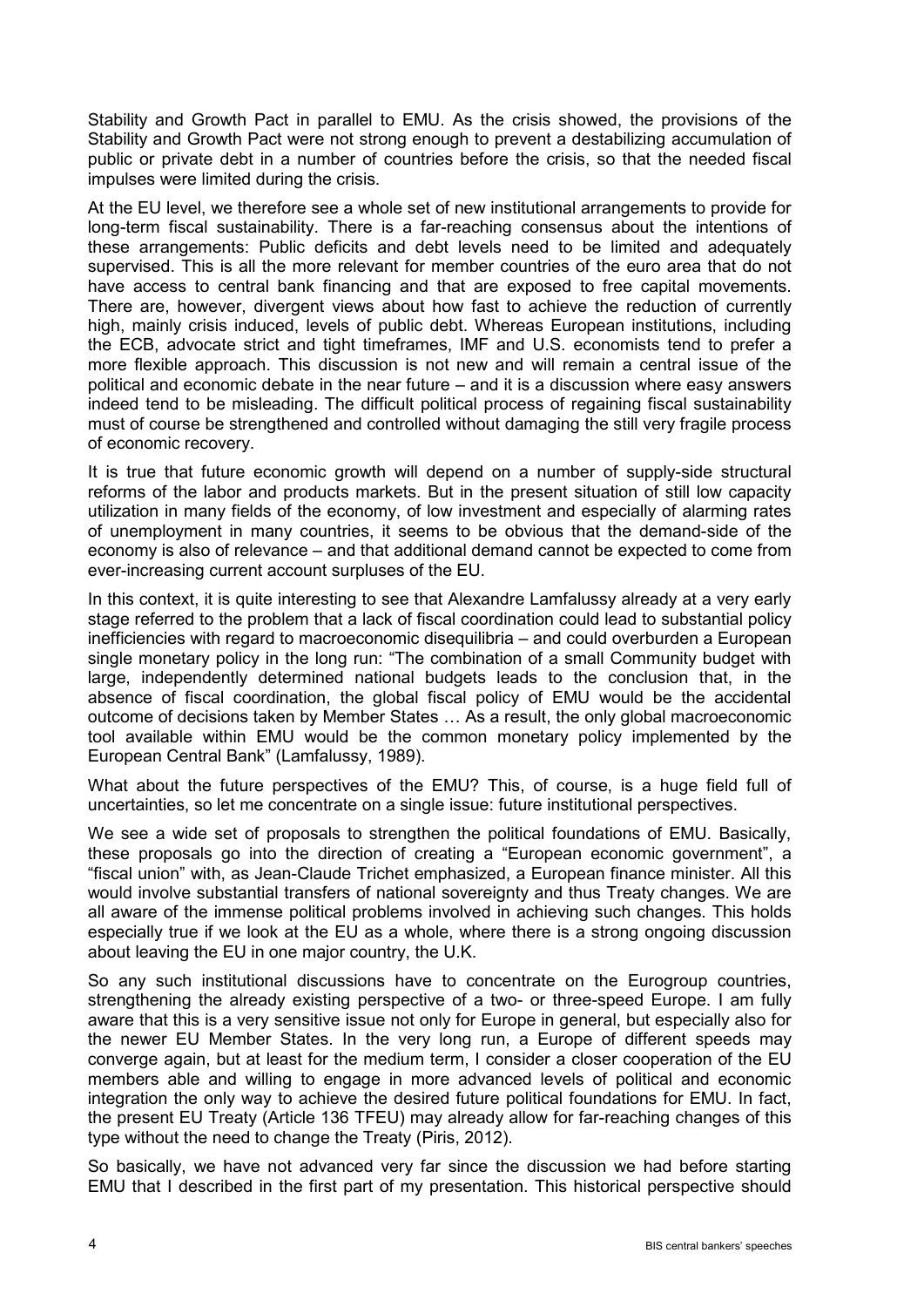Stability and Growth Pact in parallel to EMU. As the crisis showed, the provisions of the Stability and Growth Pact were not strong enough to prevent a destabilizing accumulation of public or private debt in a number of countries before the crisis, so that the needed fiscal impulses were limited during the crisis.

At the EU level, we therefore see a whole set of new institutional arrangements to provide for long-term fiscal sustainability. There is a far-reaching consensus about the intentions of these arrangements: Public deficits and debt levels need to be limited and adequately supervised. This is all the more relevant for member countries of the euro area that do not have access to central bank financing and that are exposed to free capital movements. There are, however, divergent views about how fast to achieve the reduction of currently high, mainly crisis induced, levels of public debt. Whereas European institutions, including the ECB, advocate strict and tight timeframes, IMF and U.S. economists tend to prefer a more flexible approach. This discussion is not new and will remain a central issue of the political and economic debate in the near future – and it is a discussion where easy answers indeed tend to be misleading. The difficult political process of regaining fiscal sustainability must of course be strengthened and controlled without damaging the still very fragile process of economic recovery.

It is true that future economic growth will depend on a number of supply-side structural reforms of the labor and products markets. But in the present situation of still low capacity utilization in many fields of the economy, of low investment and especially of alarming rates of unemployment in many countries, it seems to be obvious that the demand-side of the economy is also of relevance – and that additional demand cannot be expected to come from ever-increasing current account surpluses of the EU.

In this context, it is quite interesting to see that Alexandre Lamfalussy already at a very early stage referred to the problem that a lack of fiscal coordination could lead to substantial policy inefficiencies with regard to macroeconomic disequilibria – and could overburden a European single monetary policy in the long run: "The combination of a small Community budget with large, independently determined national budgets leads to the conclusion that, in the absence of fiscal coordination, the global fiscal policy of EMU would be the accidental outcome of decisions taken by Member States … As a result, the only global macroeconomic tool available within EMU would be the common monetary policy implemented by the European Central Bank" (Lamfalussy, 1989).

What about the future perspectives of the EMU? This, of course, is a huge field full of uncertainties, so let me concentrate on a single issue: future institutional perspectives.

We see a wide set of proposals to strengthen the political foundations of EMU. Basically, these proposals go into the direction of creating a "European economic government", a "fiscal union" with, as Jean-Claude Trichet emphasized, a European finance minister. All this would involve substantial transfers of national sovereignty and thus Treaty changes. We are all aware of the immense political problems involved in achieving such changes. This holds especially true if we look at the EU as a whole, where there is a strong ongoing discussion about leaving the EU in one major country, the U.K.

So any such institutional discussions have to concentrate on the Eurogroup countries, strengthening the already existing perspective of a two- or three-speed Europe. I am fully aware that this is a very sensitive issue not only for Europe in general, but especially also for the newer EU Member States. In the very long run, a Europe of different speeds may converge again, but at least for the medium term, I consider a closer cooperation of the EU members able and willing to engage in more advanced levels of political and economic integration the only way to achieve the desired future political foundations for EMU. In fact, the present EU Treaty (Article 136 TFEU) may already allow for far-reaching changes of this type without the need to change the Treaty (Piris, 2012).

So basically, we have not advanced very far since the discussion we had before starting EMU that I described in the first part of my presentation. This historical perspective should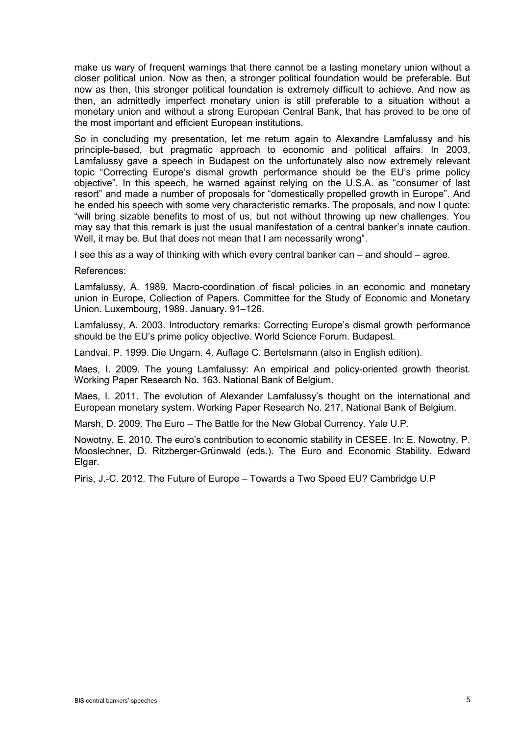make us wary of frequent warnings that there cannot be a lasting monetary union without a closer political union. Now as then, a stronger political foundation would be preferable. But now as then, this stronger political foundation is extremely difficult to achieve. And now as then, an admittedly imperfect monetary union is still preferable to a situation without a monetary union and without a strong European Central Bank, that has proved to be one of the most important and efficient European institutions.

So in concluding my presentation, let me return again to Alexandre Lamfalussy and his principle-based, but pragmatic approach to economic and political affairs. In 2003, Lamfalussy gave a speech in Budapest on the unfortunately also now extremely relevant topic "Correcting Europe's dismal growth performance should be the EU's prime policy objective". In this speech, he warned against relying on the U.S.A. as "consumer of last resort" and made a number of proposals for "domestically propelled growth in Europe". And he ended his speech with some very characteristic remarks. The proposals, and now I quote: "will bring sizable benefits to most of us, but not without throwing up new challenges. You may say that this remark is just the usual manifestation of a central banker's innate caution. Well, it may be. But that does not mean that I am necessarily wrong".

I see this as a way of thinking with which every central banker can – and should – agree.

References:

Lamfalussy, A. 1989. Macro-coordination of fiscal policies in an economic and monetary union in Europe, Collection of Papers. Committee for the Study of Economic and Monetary Union. Luxembourg, 1989. January. 91–126.

Lamfalussy, A. 2003. Introductory remarks: Correcting Europe's dismal growth performance should be the EU's prime policy objective. World Science Forum. Budapest.

Landvai, P. 1999. Die Ungarn. 4. Auflage C. Bertelsmann (also in English edition).

Maes, I. 2009. The young Lamfalussy: An empirical and policy-oriented growth theorist. Working Paper Research No. 163. National Bank of Belgium.

Maes, I. 2011. The evolution of Alexander Lamfalussy's thought on the international and European monetary system. Working Paper Research No. 217, National Bank of Belgium.

Marsh, D. 2009. The Euro – The Battle for the New Global Currency. Yale U.P.

Nowotny, E. 2010. The euro's contribution to economic stability in CESEE. In: E. Nowotny, P. Mooslechner, D. Ritzberger-Grünwald (eds.). The Euro and Economic Stability. Edward Elgar.

Piris, J.-C. 2012. The Future of Europe – Towards a Two Speed EU? Cambridge U.P